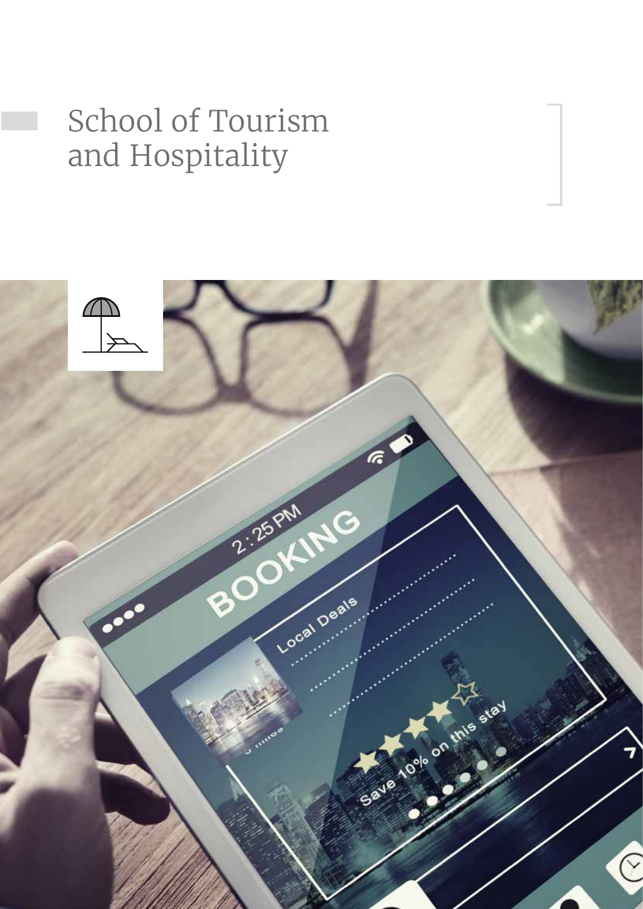# School of Tourism and Hospitality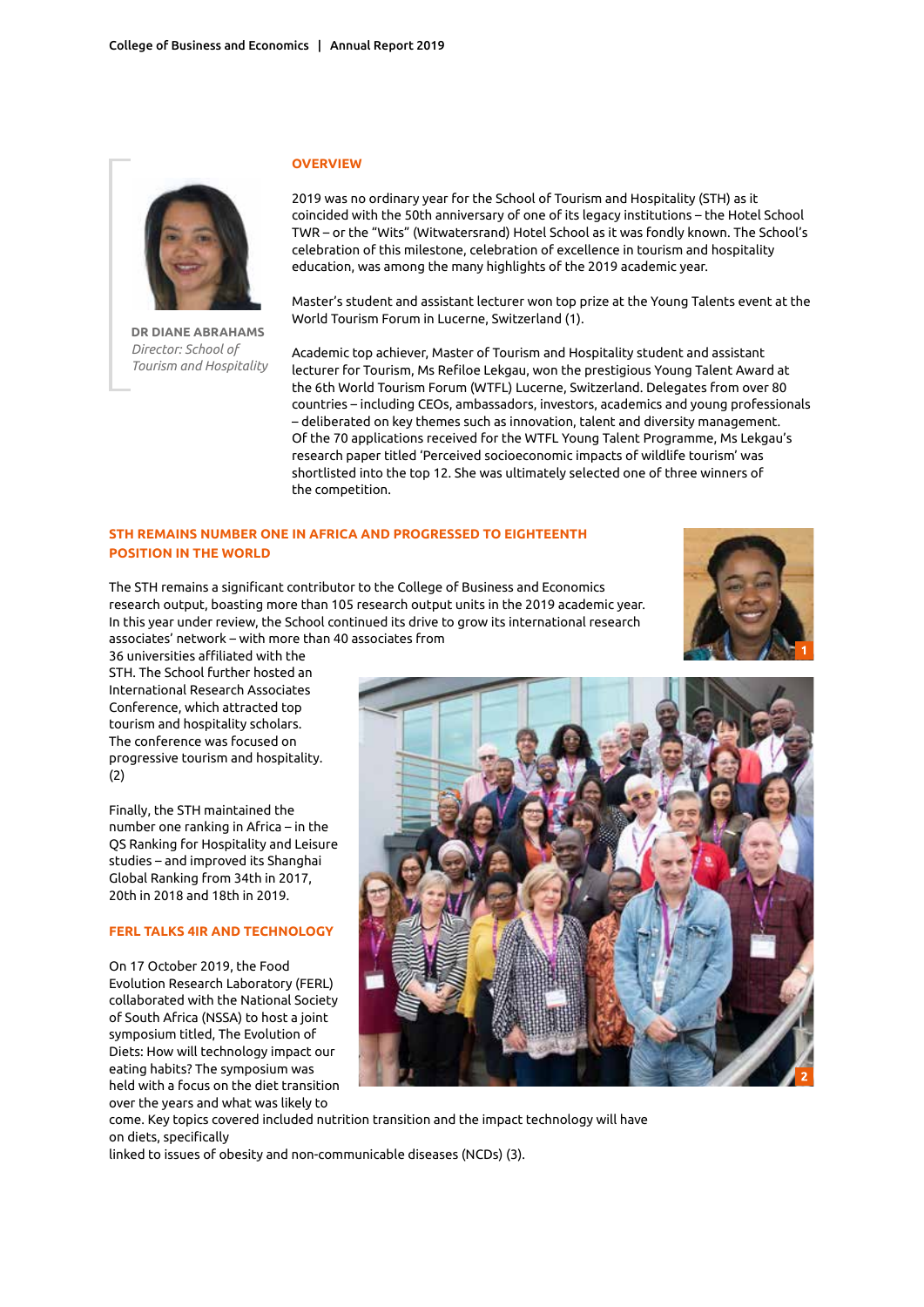**DR DIANE ABRAHAMS**
*Director: School of Tourism and Hospitality*

## OVERVIEW

2019 was no ordinary year for the School of Tourism and Hospitality (STH) as it coincided with the 50th anniversary of one of its legacy institutions – the Hotel School TWR – or the "Wits" (Witwatersrand) Hotel School as it was fondly known. The School's celebration of this milestone, celebration of excellence in tourism and hospitality education, was among the many highlights of the 2019 academic year.

Master's student and assistant lecturer won top prize at the Young Talents event at the World Tourism Forum in Lucerne, Switzerland (1).

Academic top achiever, Master of Tourism and Hospitality student and assistant lecturer for Tourism, Ms Refiloe Lekgau, won the prestigious Young Talent Award at the 6th World Tourism Forum (WTFL) Lucerne, Switzerland. Delegates from over 80 countries – including CEOs, ambassadors, investors, academics and young professionals – deliberated on key themes such as innovation, talent and diversity management. Of the 70 applications received for the WTFL Young Talent Programme, Ms Lekgau's research paper titled 'Perceived socioeconomic impacts of wildlife tourism' was shortlisted into the top 12. She was ultimately selected one of three winners of the competition.

## STH REMAINS NUMBER ONE IN AFRICA AND PROGRESSED TO EIGHTEENTH POSITION IN THE WORLD

The STH remains a significant contributor to the College of Business and Economics research output, boasting more than 105 research output units in the 2019 academic year. In this year under review, the School continued its drive to grow its international research associates' network – with more than 40 associates from 36 universities affiliated with the STH. The School further hosted an International Research Associates Conference, which attracted top tourism and hospitality scholars. The conference was focused on progressive tourism and hospitality. (2)

Finally, the STH maintained the number one ranking in Africa – in the QS Ranking for Hospitality and Leisure studies – and improved its Shanghai Global Ranking from 34th in 2017, 20th in 2018 and 18th in 2019.

## FERL TALKS 4IR AND TECHNOLOGY

On 17 October 2019, the Food Evolution Research Laboratory (FERL) collaborated with the National Society of South Africa (NSSA) to host a joint symposium titled, The Evolution of Diets: How will technology impact our eating habits? The symposium was held with a focus on the diet transition over the years and what was likely to come. Key topics covered included nutrition transition and the impact technology will have on diets, specifically linked to issues of obesity and non-communicable diseases (NCDs) (3).

1

2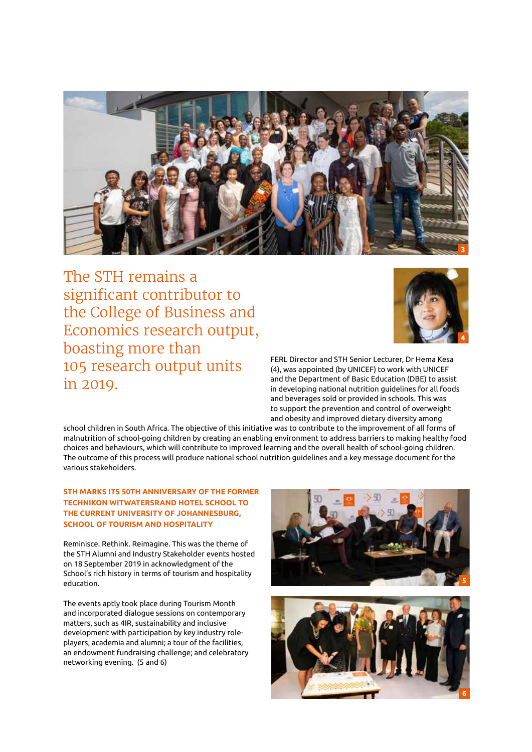The STH remains a significant contributor to the College of Business and Economics research output, boasting more than 105 research output units in 2019.

FERL Director and STH Senior Lecturer, Dr Hema Kesa (4), was appointed (by UNICEF) to work with UNICEF and the Department of Basic Education (DBE) to assist in developing national nutrition guidelines for all foods and beverages sold or provided in schools. This was to support the prevention and control of overweight and obesity and improved dietary diversity among school children in South Africa. The objective of this initiative was to contribute to the improvement of all forms of malnutrition of school-going children by creating an enabling environment to address barriers to making healthy food choices and behaviours, which will contribute to improved learning and the overall health of school-going children. The outcome of this process will produce national school nutrition guidelines and a key message document for the various stakeholders.

### STH MARKS ITS 50TH ANNIVERSARY OF THE FORMER TECHNIKON WITWATERSRAND HOTEL SCHOOL TO THE CURRENT UNIVERSITY OF JOHANNESBURG, SCHOOL OF TOURISM AND HOSPITALITY

Reminisce. Rethink. Reimagine. This was the theme of the STH Alumni and Industry Stakeholder events hosted on 18 September 2019 in acknowledgment of the School's rich history in terms of tourism and hospitality education.

The events aptly took place during Tourism Month and incorporated dialogue sessions on contemporary matters, such as 4IR, sustainability and inclusive development with participation by key industry role-players, academia and alumni; a tour of the facilities, an endowment fundraising challenge; and celebratory networking evening. (5 and 6)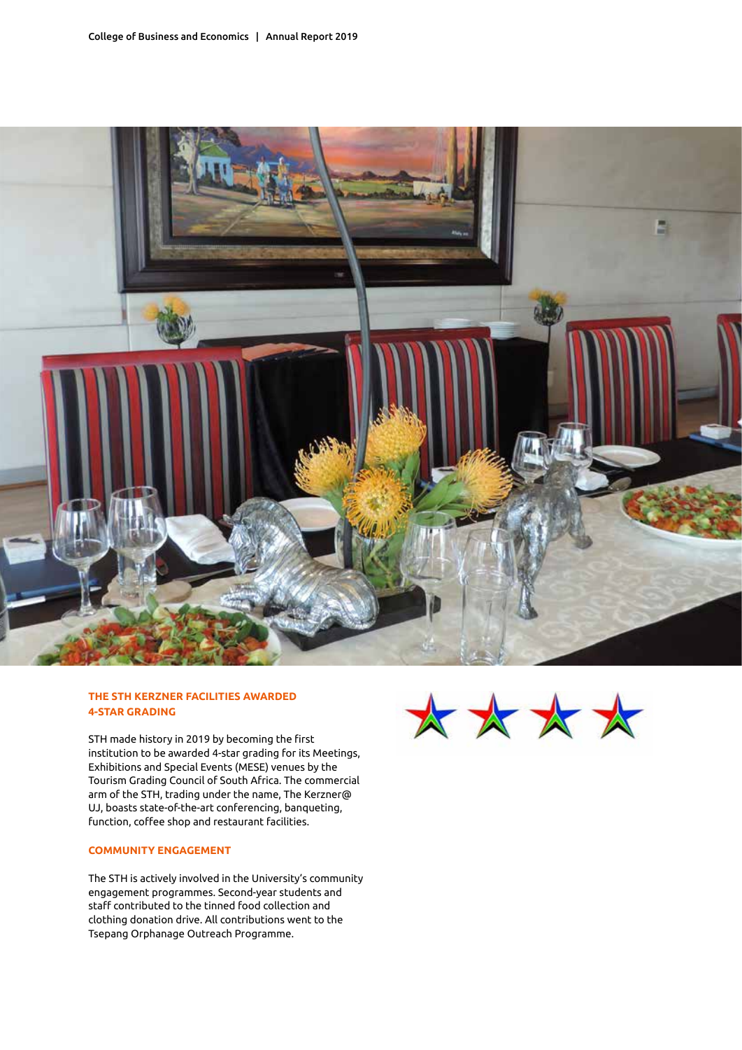## THE STH KERZNER FACILITIES AWARDED 4-STAR GRADING

STH made history in 2019 by becoming the first institution to be awarded 4-star grading for its Meetings, Exhibitions and Special Events (MESE) venues by the Tourism Grading Council of South Africa. The commercial arm of the STH, trading under the name, The Kerzner@ UJ, boasts state-of-the-art conferencing, banqueting, function, coffee shop and restaurant facilities.

## COMMUNITY ENGAGEMENT

The STH is actively involved in the University's community engagement programmes. Second-year students and staff contributed to the tinned food collection and clothing donation drive. All contributions went to the Tsepang Orphanage Outreach Programme.